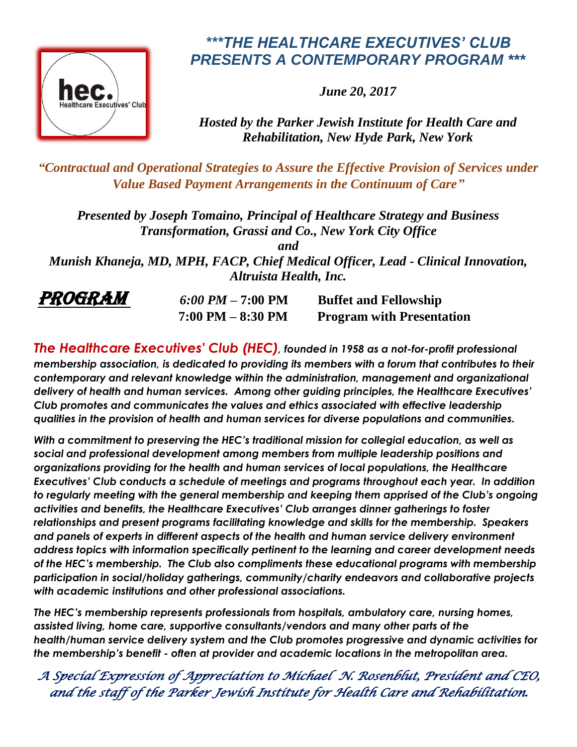hec. Healthcare Executives' Club

# ***THE HEALTHCARE EXECUTIVES' CLUB PRESENTS A CONTEMPORARY PROGRAM ***

*June 20, 2017*

*Hosted by the Parker Jewish Institute for Health Care and Rehabilitation, New Hyde Park, New York*

## *"Contractual and Operational Strategies to Assure the Effective Provision of Services under Value Based Payment Arrangements in the Continuum of Care"*

*Presented by Joseph Tomaino, Principal of Healthcare Strategy and Business Transformation, Grassi and Co., New York City Office*

*and*

*Munish Khaneja, MD, MPH, FACP, Chief Medical Officer, Lead - Clinical Innovation, Altruista Health, Inc.*

**PROGRAM**

| | |
|---|---|
| *6:00 PM* – **7:00 PM** | **Buffet and Fellowship** |
| **7:00 PM – 8:30 PM** | **Program with Presentation** |

***The Healthcare Executives' Club (HEC)**, founded in 1958 as a not-for-profit professional membership association, is dedicated to providing its members with a forum that contributes to their contemporary and relevant knowledge within the administration, management and organizational delivery of health and human services. Among other guiding principles, the Healthcare Executives' Club promotes and communicates the values and ethics associated with effective leadership qualities in the provision of health and human services for diverse populations and communities.*

*With a commitment to preserving the HEC's traditional mission for collegial education, as well as social and professional development among members from multiple leadership positions and organizations providing for the health and human services of local populations, the Healthcare Executives' Club conducts a schedule of meetings and programs throughout each year. In addition to regularly meeting with the general membership and keeping them apprised of the Club's ongoing activities and benefits, the Healthcare Executives' Club arranges dinner gatherings to foster relationships and present programs facilitating knowledge and skills for the membership. Speakers and panels of experts in different aspects of the health and human service delivery environment address topics with information specifically pertinent to the learning and career development needs of the HEC's membership. The Club also compliments these educational programs with membership participation in social/holiday gatherings, community/charity endeavors and collaborative projects with academic institutions and other professional associations.*

*The HEC's membership represents professionals from hospitals, ambulatory care, nursing homes, assisted living, home care, supportive consultants/vendors and many other parts of the health/human service delivery system and the Club promotes progressive and dynamic activities for the membership's benefit - often at provider and academic locations in the metropolitan area.*

*A Special Expression of Appreciation to Michael N. Rosenblut, President and CEO, and the staff of the Parker Jewish Institute for Health Care and Rehabilitation.*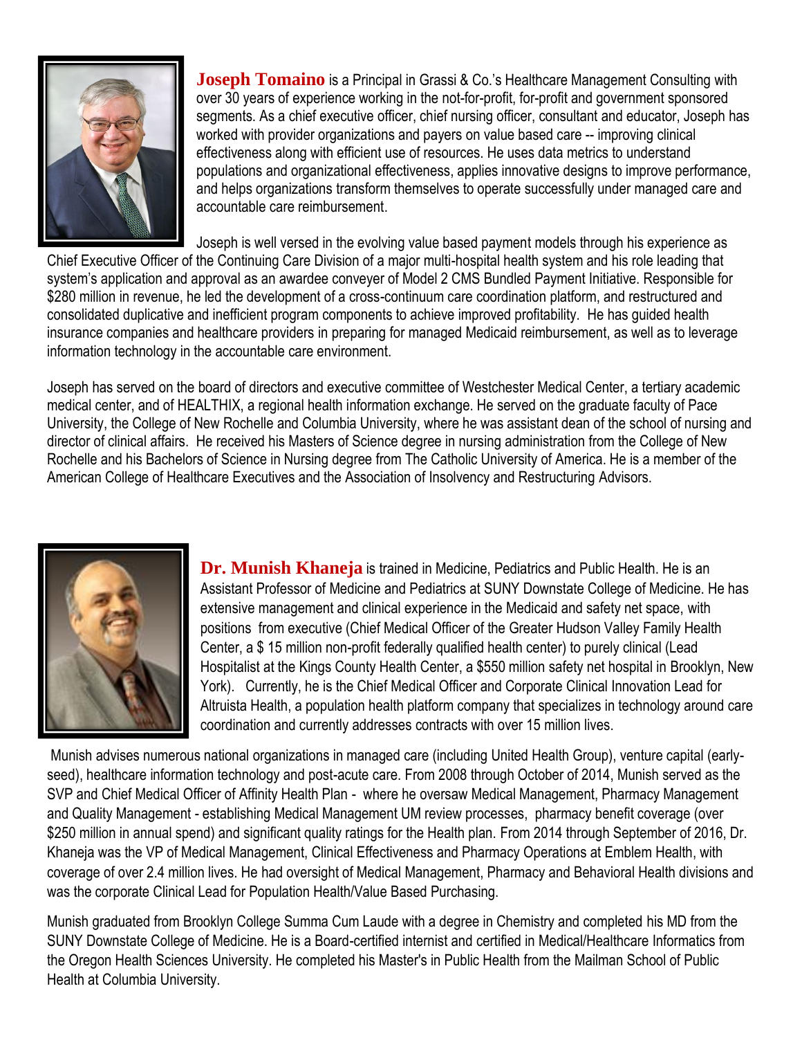**Joseph Tomaino** is a Principal in Grassi & Co.'s Healthcare Management Consulting with over 30 years of experience working in the not-for-profit, for-profit and government sponsored segments. As a chief executive officer, chief nursing officer, consultant and educator, Joseph has worked with provider organizations and payers on value based care -- improving clinical effectiveness along with efficient use of resources. He uses data metrics to understand populations and organizational effectiveness, applies innovative designs to improve performance, and helps organizations transform themselves to operate successfully under managed care and accountable care reimbursement.

Joseph is well versed in the evolving value based payment models through his experience as Chief Executive Officer of the Continuing Care Division of a major multi-hospital health system and his role leading that system's application and approval as an awardee conveyer of Model 2 CMS Bundled Payment Initiative. Responsible for $280 million in revenue, he led the development of a cross-continuum care coordination platform, and restructured and consolidated duplicative and inefficient program components to achieve improved profitability. He has guided health insurance companies and healthcare providers in preparing for managed Medicaid reimbursement, as well as to leverage information technology in the accountable care environment.

Joseph has served on the board of directors and executive committee of Westchester Medical Center, a tertiary academic medical center, and of HEALTHIX, a regional health information exchange. He served on the graduate faculty of Pace University, the College of New Rochelle and Columbia University, where he was assistant dean of the school of nursing and director of clinical affairs. He received his Masters of Science degree in nursing administration from the College of New Rochelle and his Bachelors of Science in Nursing degree from The Catholic University of America. He is a member of the American College of Healthcare Executives and the Association of Insolvency and Restructuring Advisors.

**Dr. Munish Khaneja** is trained in Medicine, Pediatrics and Public Health. He is an Assistant Professor of Medicine and Pediatrics at SUNY Downstate College of Medicine. He has extensive management and clinical experience in the Medicaid and safety net space, with positions from executive (Chief Medical Officer of the Greater Hudson Valley Family Health Center, a $ 15 million non-profit federally qualified health center) to purely clinical (Lead Hospitalist at the Kings County Health Center, a $550 million safety net hospital in Brooklyn, New York). Currently, he is the Chief Medical Officer and Corporate Clinical Innovation Lead for Altruista Health, a population health platform company that specializes in technology around care coordination and currently addresses contracts with over 15 million lives.

Munish advises numerous national organizations in managed care (including United Health Group), venture capital (early-seed), healthcare information technology and post-acute care. From 2008 through October of 2014, Munish served as the SVP and Chief Medical Officer of Affinity Health Plan - where he oversaw Medical Management, Pharmacy Management and Quality Management - establishing Medical Management UM review processes, pharmacy benefit coverage (over $250 million in annual spend) and significant quality ratings for the Health plan. From 2014 through September of 2016, Dr. Khaneja was the VP of Medical Management, Clinical Effectiveness and Pharmacy Operations at Emblem Health, with coverage of over 2.4 million lives. He had oversight of Medical Management, Pharmacy and Behavioral Health divisions and was the corporate Clinical Lead for Population Health/Value Based Purchasing.

Munish graduated from Brooklyn College Summa Cum Laude with a degree in Chemistry and completed his MD from the SUNY Downstate College of Medicine. He is a Board-certified internist and certified in Medical/Healthcare Informatics from the Oregon Health Sciences University. He completed his Master's in Public Health from the Mailman School of Public Health at Columbia University.